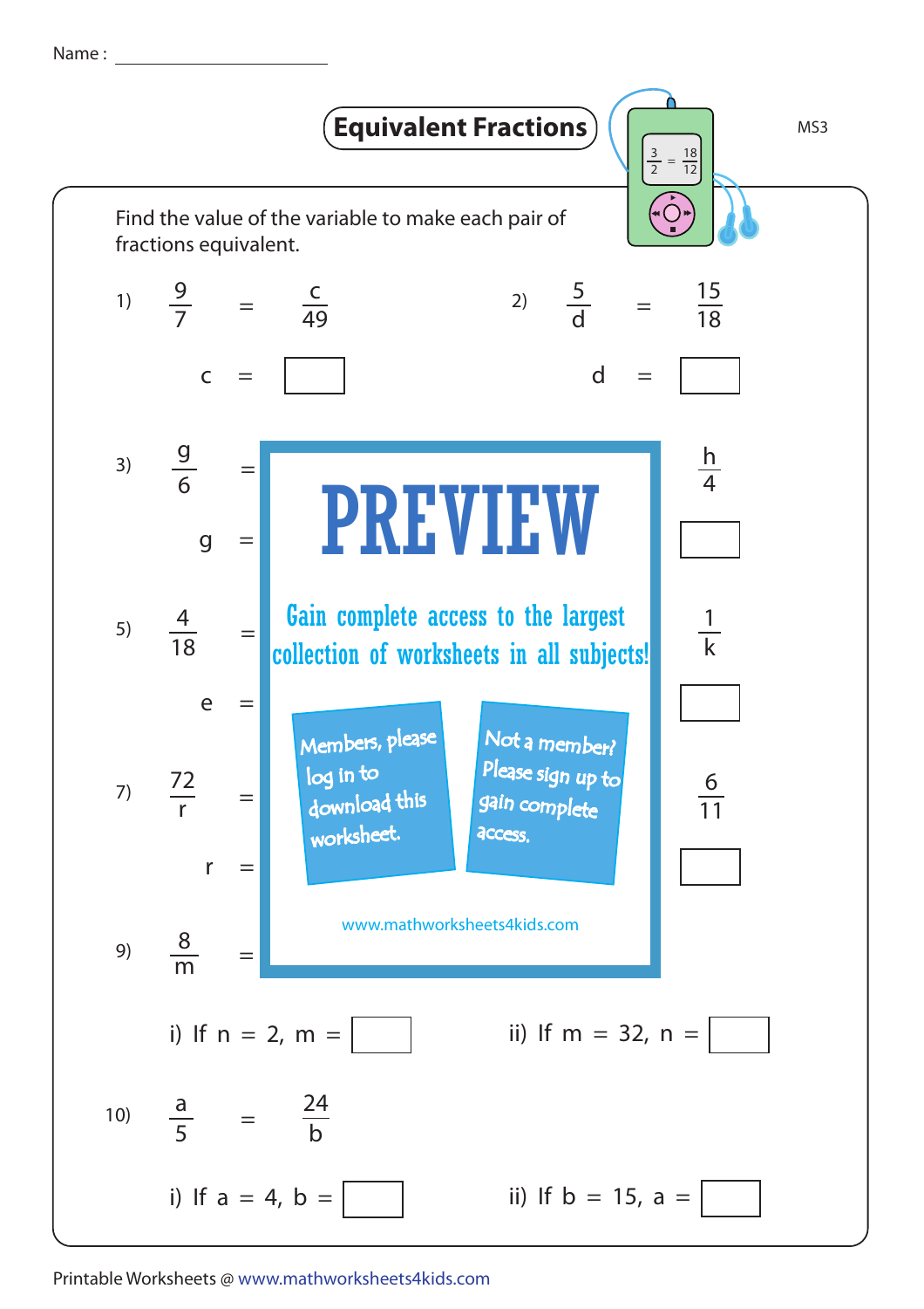Name : ____________________

# Equivalent Fractions

MS3

Find the value of the variable to make each pair of fractions equivalent.

1) $\frac{9}{7} = \frac{c}{49}$

$c = $ ☐

2) $\frac{5}{d} = \frac{15}{18}$

$d = $ ☐

3) $\frac{g}{6} = \quad \frac{h}{4}$

$g = $ ☐

5) $\frac{4}{18} = \quad \frac{1}{k}$

$e = $ ☐

7) $\frac{72}{r} = \quad \frac{6}{11}$

$r = $ ☐

**PREVIEW**

Gain complete access to the largest collection of worksheets in all subjects!

Members, please log in to download this worksheet.

Not a member? Please sign up to gain complete access.

www.mathworksheets4kids.com

9) $\frac{8}{m} =$

i) If $n = 2$, $m = $ ☐

ii) If $m = 32$, $n = $ ☐

10) $\frac{a}{5} = \frac{24}{b}$

i) If $a = 4$, $b = $ ☐

ii) If $b = 15$, $a = $ ☐

Printable Worksheets @ www.mathworksheets4kids.com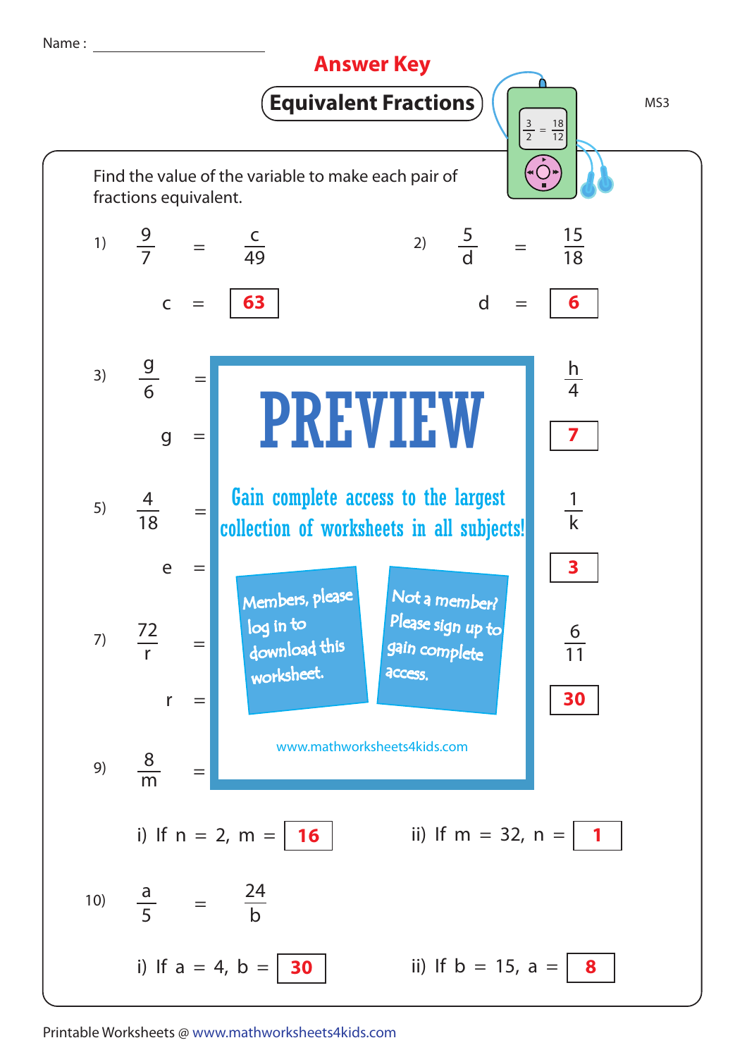Name : ____________________

# Answer Key

## Equivalent Fractions

MS3

Find the value of the variable to make each pair of fractions equivalent.

1) $\frac{9}{7} = \frac{c}{49}$

c = **63**

2) $\frac{5}{d} = \frac{15}{18}$

d = **6**

3) $\frac{g}{6} =$ ... $\frac{h}{4}$

g = ... **7**

5) $\frac{4}{18} =$ ... $\frac{1}{k}$

e = ... **3**

7) $\frac{72}{r} =$ ... $\frac{6}{11}$

r = ... **30**

9) $\frac{8}{m} =$

i) If n = 2, m = **16**

ii) If m = 32, n = **1**

10) $\frac{a}{5} = \frac{24}{b}$

i) If a = 4, b = **30**

ii) If b = 15, a = **8**

PREVIEW

Gain complete access to the largest collection of worksheets in all subjects!

Members, please log in to download this worksheet.

Not a member? Please sign up to gain complete access.

www.mathworksheets4kids.com

Printable Worksheets @ www.mathworksheets4kids.com